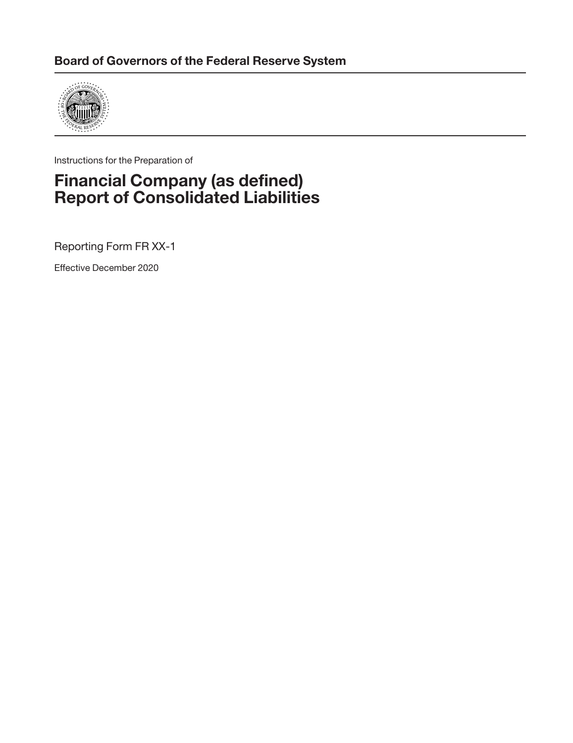**Board of Governors of the Federal Reserve System**

Instructions for the Preparation of

# Financial Company (as defined) Report of Consolidated Liabilities

Reporting Form FR XX-1

Effective December 2020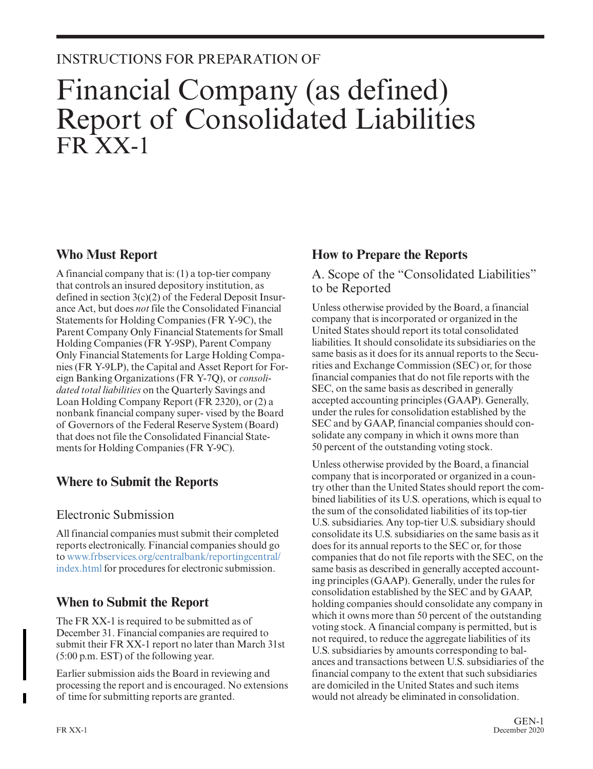INSTRUCTIONS FOR PREPARATION OF

# Financial Company (as defined) Report of Consolidated Liabilities FR XX-1

## Who Must Report

A financial company that is: (1) a top-tier company that controls an insured depository institution, as defined in section 3(c)(2) of the Federal Deposit Insurance Act, but does *not* file the Consolidated Financial Statements for Holding Companies (FR Y-9C), the Parent Company Only Financial Statements for Small Holding Companies (FR Y-9SP), Parent Company Only Financial Statements for Large Holding Companies (FR Y-9LP), the Capital and Asset Report for Foreign Banking Organizations (FR Y-7Q), or *consolidated total liabilities* on the Quarterly Savings and Loan Holding Company Report (FR 2320), or (2) a nonbank financial company super- vised by the Board of Governors of the Federal Reserve System (Board) that does not file the Consolidated Financial Statements for Holding Companies (FR Y-9C).

## Where to Submit the Reports

### Electronic Submission

All financial companies must submit their completed reports electronically. Financial companies should go to www.frbservices.org/centralbank/reportingcentral/index.html for procedures for electronic submission.

## When to Submit the Report

The FR XX-1 is required to be submitted as of December 31. Financial companies are required to submit their FR XX-1 report no later than March 31st (5:00 p.m. EST) of the following year.

Earlier submission aids the Board in reviewing and processing the report and is encouraged. No extensions of time for submitting reports are granted.

## How to Prepare the Reports

### A. Scope of the "Consolidated Liabilities" to be Reported

Unless otherwise provided by the Board, a financial company that is incorporated or organized in the United States should report its total consolidated liabilities. It should consolidate its subsidiaries on the same basis as it does for its annual reports to the Securities and Exchange Commission (SEC) or, for those financial companies that do not file reports with the SEC, on the same basis as described in generally accepted accounting principles (GAAP). Generally, under the rules for consolidation established by the SEC and by GAAP, financial companies should consolidate any company in which it owns more than 50 percent of the outstanding voting stock.

Unless otherwise provided by the Board, a financial company that is incorporated or organized in a country other than the United States should report the combined liabilities of its U.S. operations, which is equal to the sum of the consolidated liabilities of its top-tier U.S. subsidiaries. Any top-tier U.S. subsidiary should consolidate its U.S. subsidiaries on the same basis as it does for its annual reports to the SEC or, for those companies that do not file reports with the SEC, on the same basis as described in generally accepted accounting principles (GAAP). Generally, under the rules for consolidation established by the SEC and by GAAP, holding companies should consolidate any company in which it owns more than 50 percent of the outstanding voting stock. A financial company is permitted, but is not required, to reduce the aggregate liabilities of its U.S. subsidiaries by amounts corresponding to balances and transactions between U.S. subsidiaries of the financial company to the extent that such subsidiaries are domiciled in the United States and such items would not already be eliminated in consolidation.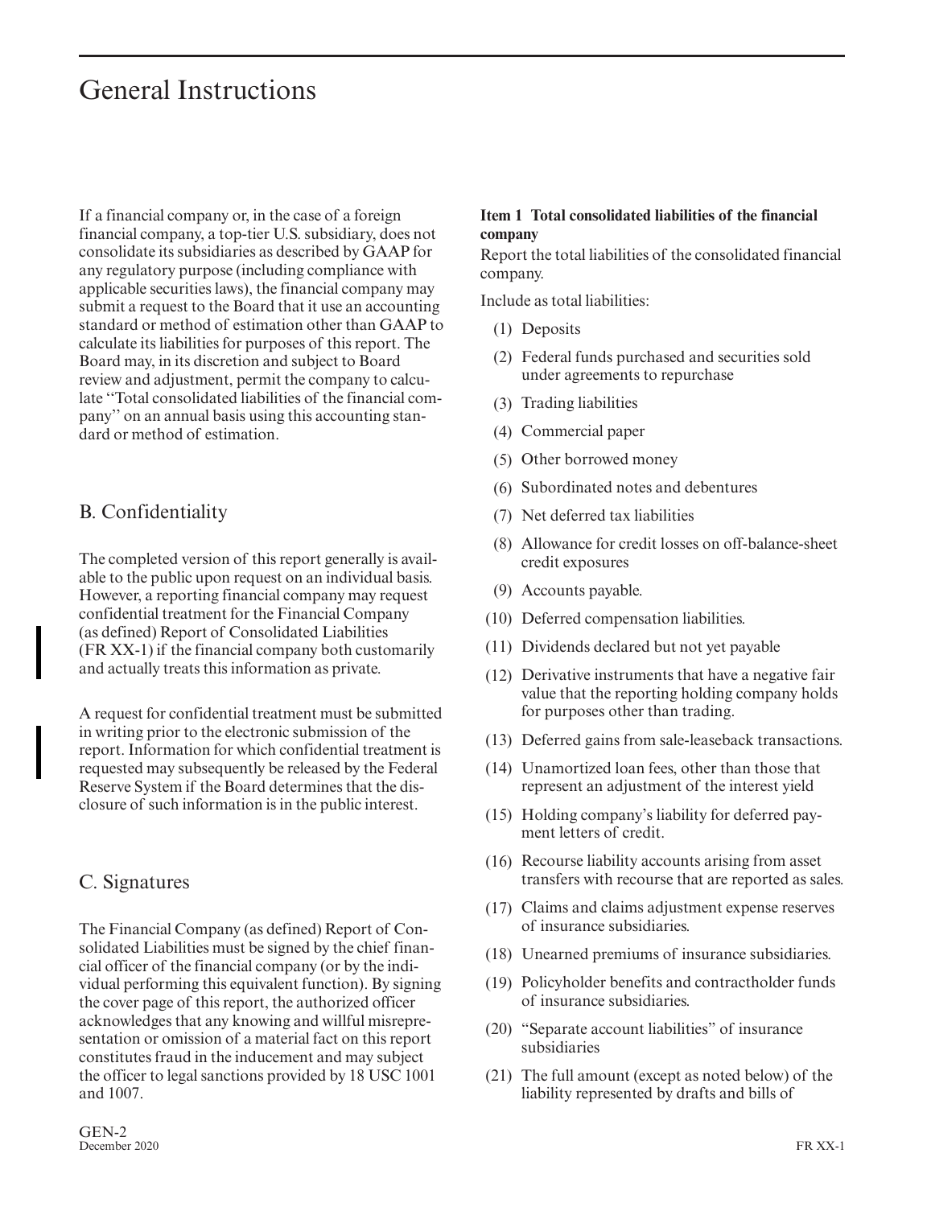# General Instructions

If a financial company or, in the case of a foreign financial company, a top-tier U.S. subsidiary, does not consolidate its subsidiaries as described by GAAP for any regulatory purpose (including compliance with applicable securities laws), the financial company may submit a request to the Board that it use an accounting standard or method of estimation other than GAAP to calculate its liabilities for purposes of this report. The Board may, in its discretion and subject to Board review and adjustment, permit the company to calculate "Total consolidated liabilities of the financial company" on an annual basis using this accounting standard or method of estimation.

## B. Confidentiality

The completed version of this report generally is available to the public upon request on an individual basis. However, a reporting financial company may request confidential treatment for the Financial Company (as defined) Report of Consolidated Liabilities (FR XX-1) if the financial company both customarily and actually treats this information as private.

A request for confidential treatment must be submitted in writing prior to the electronic submission of the report. Information for which confidential treatment is requested may subsequently be released by the Federal Reserve System if the Board determines that the disclosure of such information is in the public interest.

## C. Signatures

The Financial Company (as defined) Report of Consolidated Liabilities must be signed by the chief financial officer of the financial company (or by the individual performing this equivalent function). By signing the cover page of this report, the authorized officer acknowledges that any knowing and willful misrepresentation or omission of a material fact on this report constitutes fraud in the inducement and may subject the officer to legal sanctions provided by 18 USC 1001 and 1007.

**Item 1 Total consolidated liabilities of the financial company**

Report the total liabilities of the consolidated financial company.

Include as total liabilities:

(1) Deposits

(2) Federal funds purchased and securities sold under agreements to repurchase

(3) Trading liabilities

(4) Commercial paper

(5) Other borrowed money

(6) Subordinated notes and debentures

(7) Net deferred tax liabilities

(8) Allowance for credit losses on off-balance-sheet credit exposures

(9) Accounts payable.

(10) Deferred compensation liabilities.

(11) Dividends declared but not yet payable

(12) Derivative instruments that have a negative fair value that the reporting holding company holds for purposes other than trading.

(13) Deferred gains from sale-leaseback transactions.

(14) Unamortized loan fees, other than those that represent an adjustment of the interest yield

(15) Holding company's liability for deferred payment letters of credit.

(16) Recourse liability accounts arising from asset transfers with recourse that are reported as sales.

(17) Claims and claims adjustment expense reserves of insurance subsidiaries.

(18) Unearned premiums of insurance subsidiaries.

(19) Policyholder benefits and contractholder funds of insurance subsidiaries.

(20) "Separate account liabilities" of insurance subsidiaries

(21) The full amount (except as noted below) of the liability represented by drafts and bills of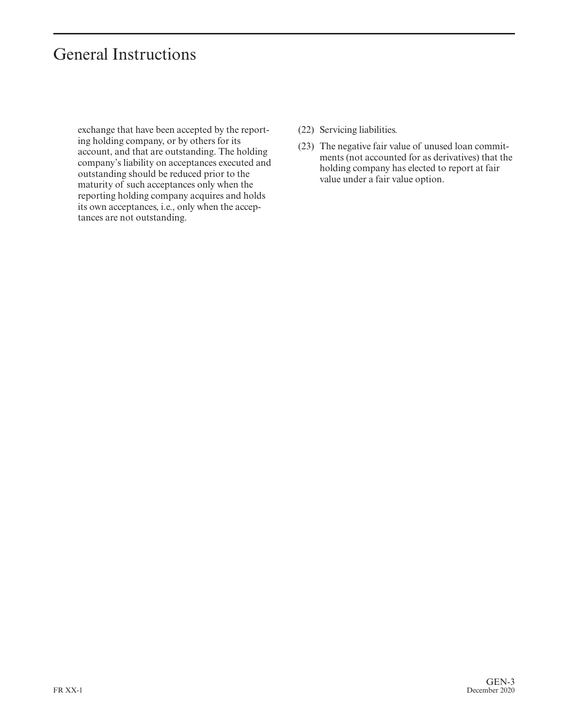exchange that have been accepted by the reporting holding company, or by others for its account, and that are outstanding. The holding company's liability on acceptances executed and outstanding should be reduced prior to the maturity of such acceptances only when the reporting holding company acquires and holds its own acceptances, i.e., only when the acceptances are not outstanding.

(22) Servicing liabilities.

(23) The negative fair value of unused loan commitments (not accounted for as derivatives) that the holding company has elected to report at fair value under a fair value option.